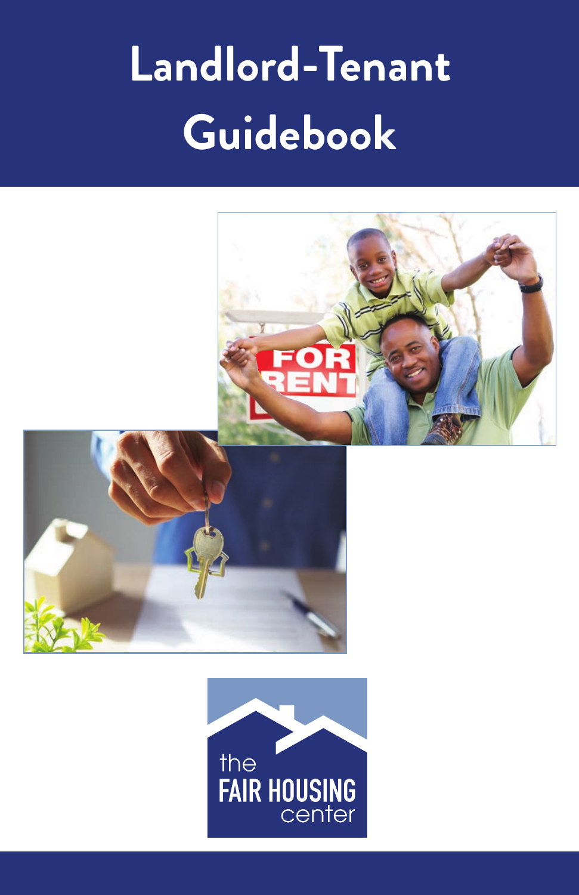# Landlord-Tenant Guidebook

the FAIR HOUSING center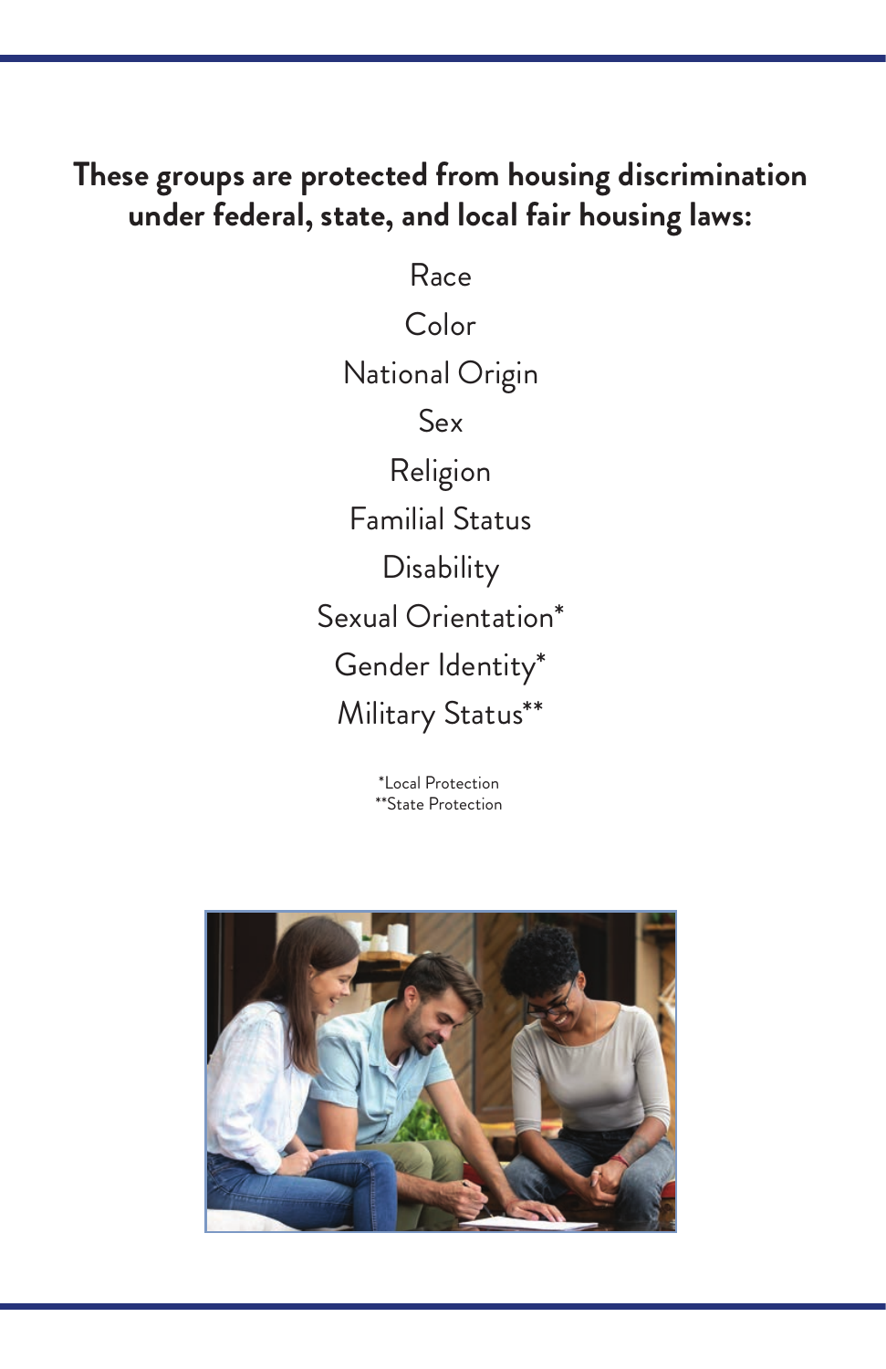## These groups are protected from housing discrimination under federal, state, and local fair housing laws:

Race

Color

National Origin

Sex

Religion

Familial Status

Disability

Sexual Orientation*

Gender Identity*

Military Status**

*Local Protection
**State Protection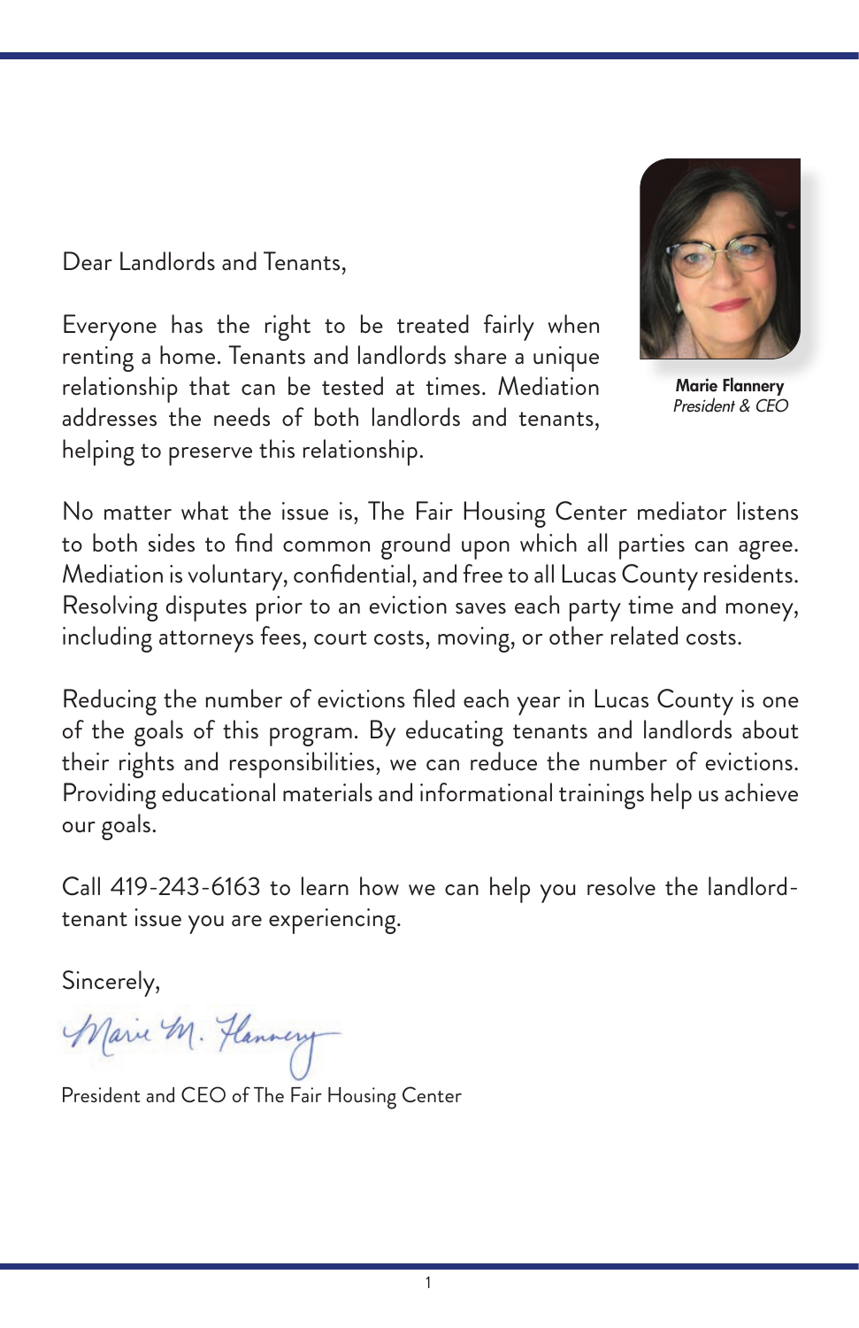Dear Landlords and Tenants,

Everyone has the right to be treated fairly when renting a home. Tenants and landlords share a unique relationship that can be tested at times. Mediation addresses the needs of both landlords and tenants, helping to preserve this relationship.

**Marie Flannery**
*President & CEO*

No matter what the issue is, The Fair Housing Center mediator listens to both sides to find common ground upon which all parties can agree. Mediation is voluntary, confidential, and free to all Lucas County residents. Resolving disputes prior to an eviction saves each party time and money, including attorneys fees, court costs, moving, or other related costs.

Reducing the number of evictions filed each year in Lucas County is one of the goals of this program. By educating tenants and landlords about their rights and responsibilities, we can reduce the number of evictions. Providing educational materials and informational trainings help us achieve our goals.

Call 419-243-6163 to learn how we can help you resolve the landlord-tenant issue you are experiencing.

Sincerely,

Marie M. Flannery

President and CEO of The Fair Housing Center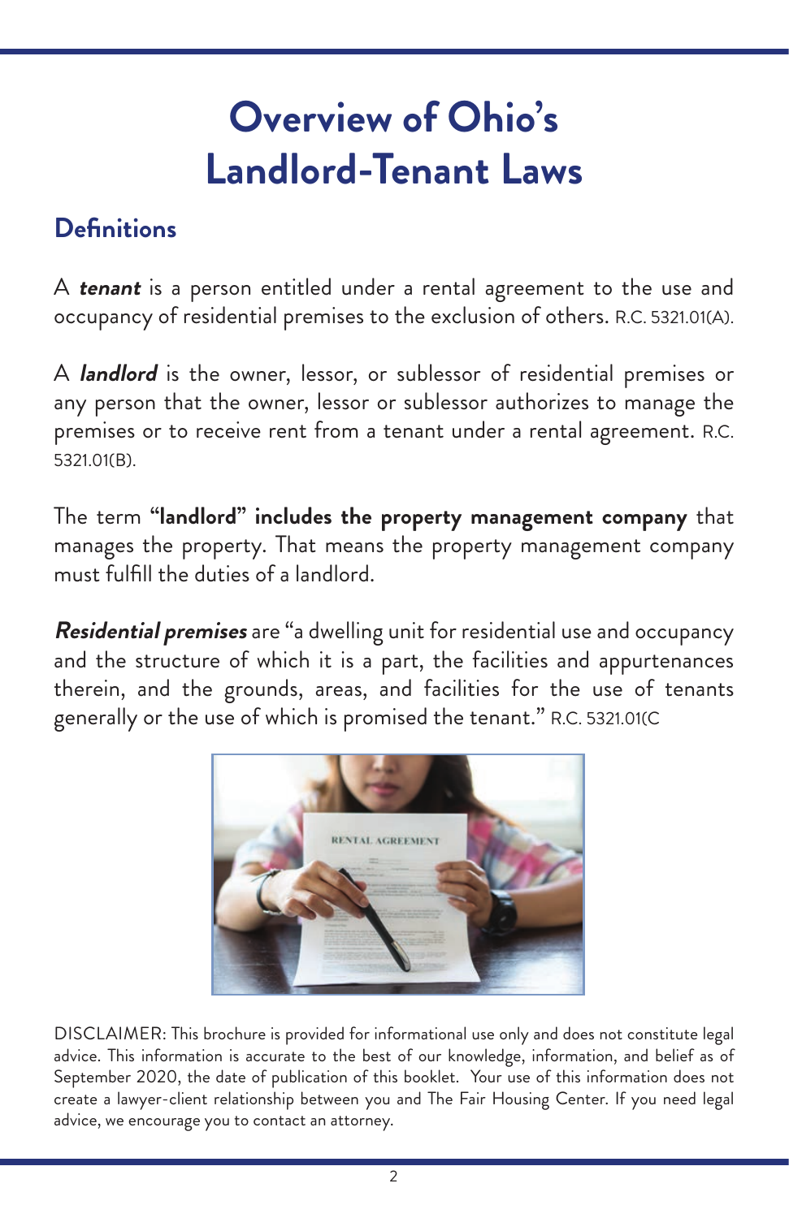# Overview of Ohio's Landlord-Tenant Laws

## Definitions

A ***tenant*** is a person entitled under a rental agreement to the use and occupancy of residential premises to the exclusion of others. R.C. 5321.01(A).

A ***landlord*** is the owner, lessor, or sublessor of residential premises or any person that the owner, lessor or sublessor authorizes to manage the premises or to receive rent from a tenant under a rental agreement. R.C. 5321.01(B).

The term **"landlord" includes the property management company** that manages the property. That means the property management company must fulfill the duties of a landlord.

***Residential premises*** are "a dwelling unit for residential use and occupancy and the structure of which it is a part, the facilities and appurtenances therein, and the grounds, areas, and facilities for the use of tenants generally or the use of which is promised the tenant." R.C. 5321.01(C

DISCLAIMER: This brochure is provided for informational use only and does not constitute legal advice. This information is accurate to the best of our knowledge, information, and belief as of September 2020, the date of publication of this booklet. Your use of this information does not create a lawyer-client relationship between you and The Fair Housing Center. If you need legal advice, we encourage you to contact an attorney.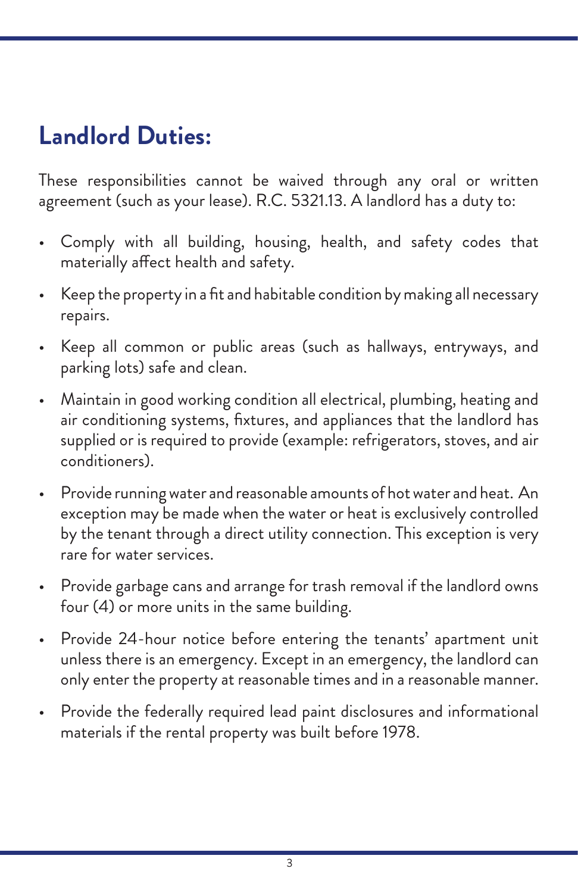## Landlord Duties:

These responsibilities cannot be waived through any oral or written agreement (such as your lease). R.C. 5321.13. A landlord has a duty to:

- Comply with all building, housing, health, and safety codes that materially affect health and safety.
- Keep the property in a fit and habitable condition by making all necessary repairs.
- Keep all common or public areas (such as hallways, entryways, and parking lots) safe and clean.
- Maintain in good working condition all electrical, plumbing, heating and air conditioning systems, fixtures, and appliances that the landlord has supplied or is required to provide (example: refrigerators, stoves, and air conditioners).
- Provide running water and reasonable amounts of hot water and heat. An exception may be made when the water or heat is exclusively controlled by the tenant through a direct utility connection. This exception is very rare for water services.
- Provide garbage cans and arrange for trash removal if the landlord owns four (4) or more units in the same building.
- Provide 24-hour notice before entering the tenants' apartment unit unless there is an emergency. Except in an emergency, the landlord can only enter the property at reasonable times and in a reasonable manner.
- Provide the federally required lead paint disclosures and informational materials if the rental property was built before 1978.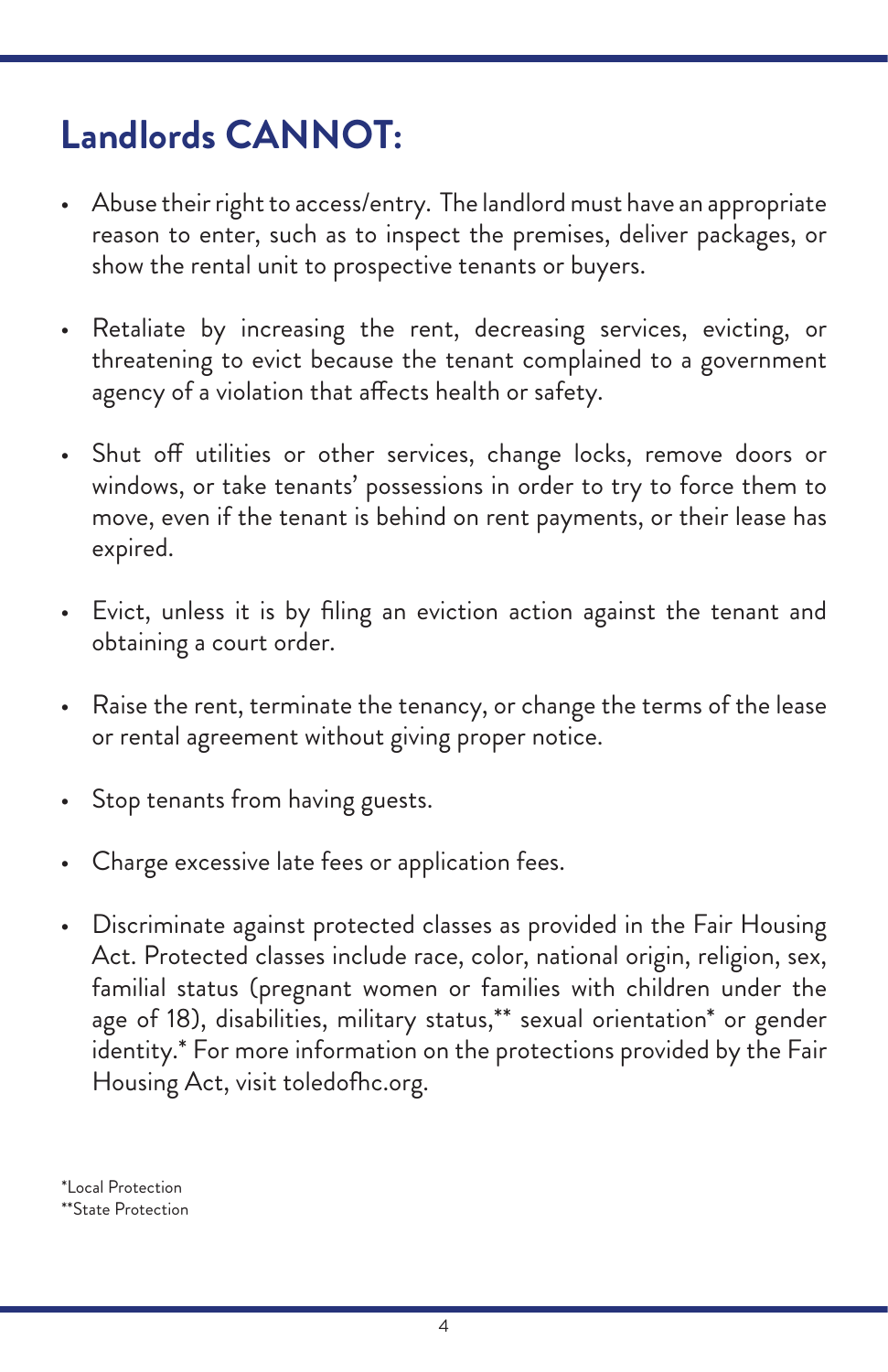## Landlords CANNOT:

- Abuse their right to access/entry. The landlord must have an appropriate reason to enter, such as to inspect the premises, deliver packages, or show the rental unit to prospective tenants or buyers.
- Retaliate by increasing the rent, decreasing services, evicting, or threatening to evict because the tenant complained to a government agency of a violation that affects health or safety.
- Shut off utilities or other services, change locks, remove doors or windows, or take tenants' possessions in order to try to force them to move, even if the tenant is behind on rent payments, or their lease has expired.
- Evict, unless it is by filing an eviction action against the tenant and obtaining a court order.
- Raise the rent, terminate the tenancy, or change the terms of the lease or rental agreement without giving proper notice.
- Stop tenants from having guests.
- Charge excessive late fees or application fees.
- Discriminate against protected classes as provided in the Fair Housing Act. Protected classes include race, color, national origin, religion, sex, familial status (pregnant women or families with children under the age of 18), disabilities, military status,** sexual orientation* or gender identity.* For more information on the protections provided by the Fair Housing Act, visit toledofhc.org.

*Local Protection
**State Protection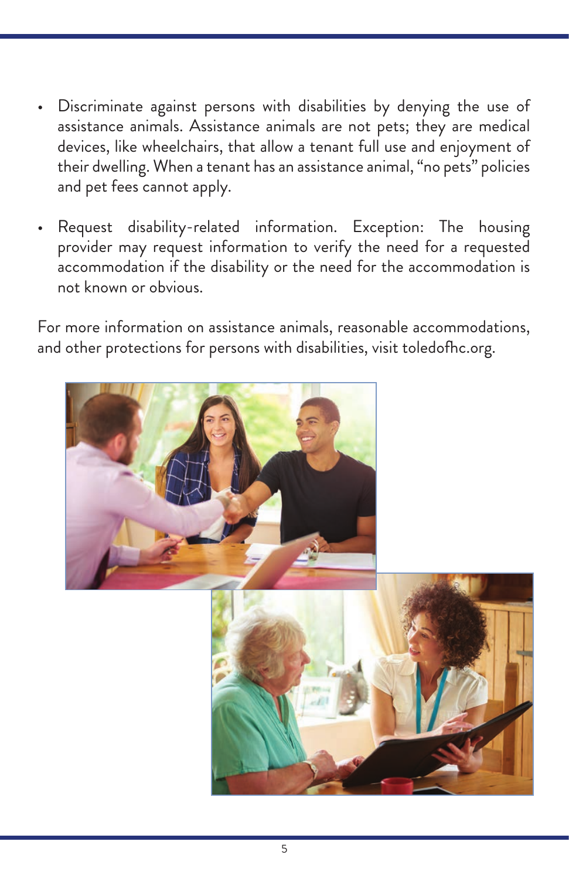- Discriminate against persons with disabilities by denying the use of assistance animals. Assistance animals are not pets; they are medical devices, like wheelchairs, that allow a tenant full use and enjoyment of their dwelling. When a tenant has an assistance animal, "no pets" policies and pet fees cannot apply.

- Request disability-related information. Exception: The housing provider may request information to verify the need for a requested accommodation if the disability or the need for the accommodation is not known or obvious.

For more information on assistance animals, reasonable accommodations, and other protections for persons with disabilities, visit toledofhc.org.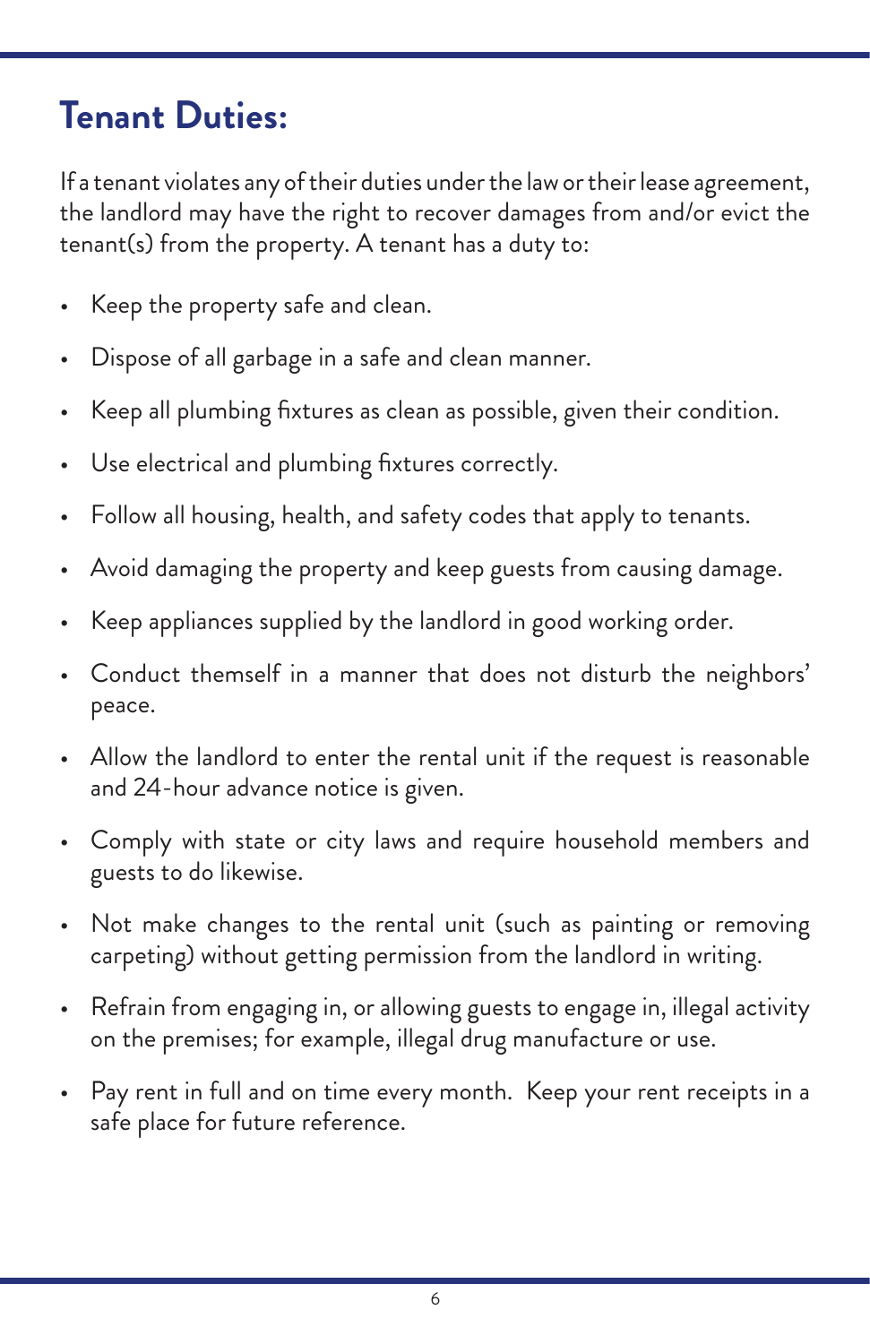## Tenant Duties:

If a tenant violates any of their duties under the law or their lease agreement, the landlord may have the right to recover damages from and/or evict the tenant(s) from the property. A tenant has a duty to:

- Keep the property safe and clean.
- Dispose of all garbage in a safe and clean manner.
- Keep all plumbing fixtures as clean as possible, given their condition.
- Use electrical and plumbing fixtures correctly.
- Follow all housing, health, and safety codes that apply to tenants.
- Avoid damaging the property and keep guests from causing damage.
- Keep appliances supplied by the landlord in good working order.
- Conduct themself in a manner that does not disturb the neighbors' peace.
- Allow the landlord to enter the rental unit if the request is reasonable and 24-hour advance notice is given.
- Comply with state or city laws and require household members and guests to do likewise.
- Not make changes to the rental unit (such as painting or removing carpeting) without getting permission from the landlord in writing.
- Refrain from engaging in, or allowing guests to engage in, illegal activity on the premises; for example, illegal drug manufacture or use.
- Pay rent in full and on time every month. Keep your rent receipts in a safe place for future reference.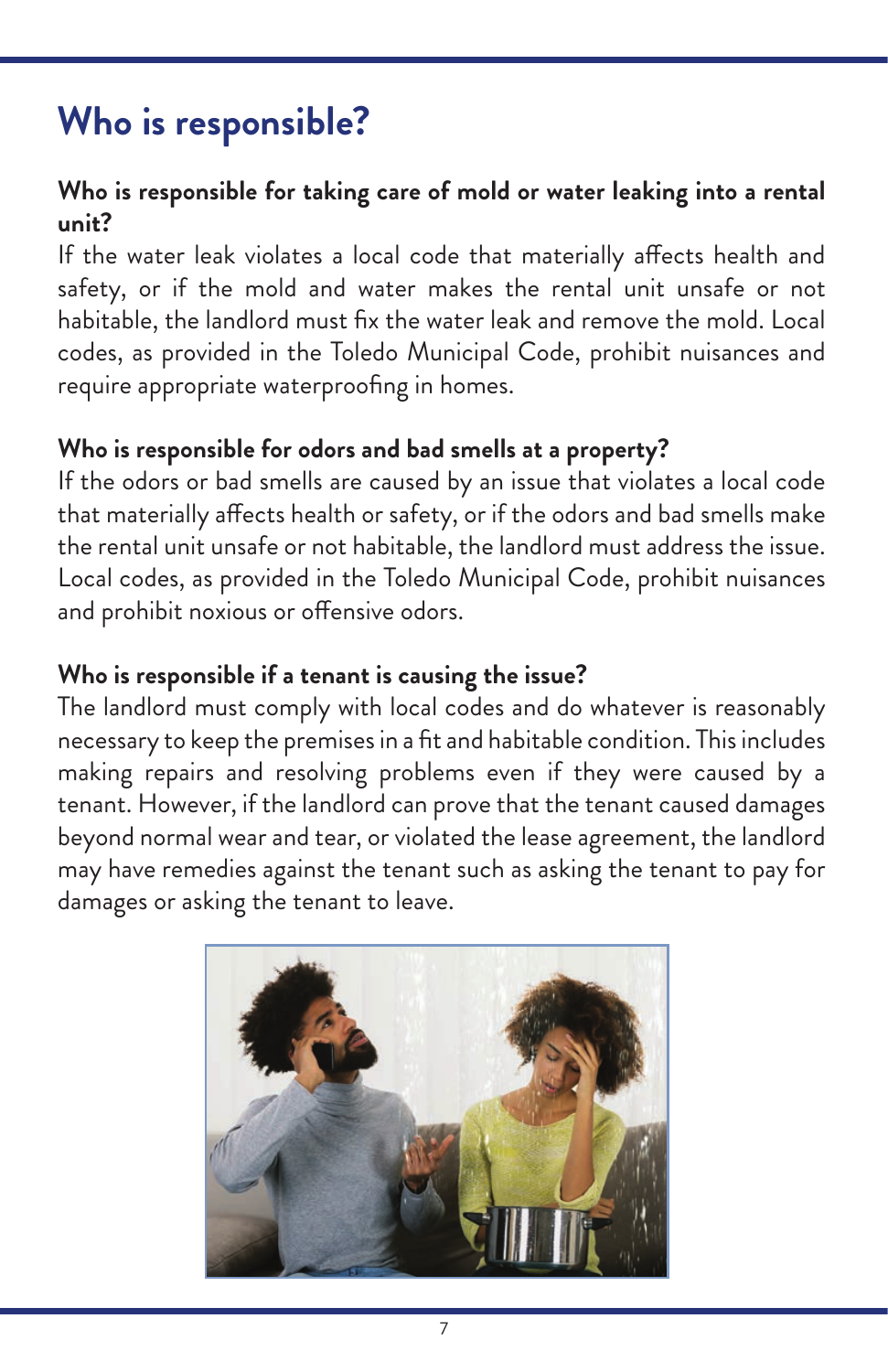# Who is responsible?

### Who is responsible for taking care of mold or water leaking into a rental unit?

If the water leak violates a local code that materially affects health and safety, or if the mold and water makes the rental unit unsafe or not habitable, the landlord must fix the water leak and remove the mold. Local codes, as provided in the Toledo Municipal Code, prohibit nuisances and require appropriate waterproofing in homes.

### Who is responsible for odors and bad smells at a property?

If the odors or bad smells are caused by an issue that violates a local code that materially affects health or safety, or if the odors and bad smells make the rental unit unsafe or not habitable, the landlord must address the issue. Local codes, as provided in the Toledo Municipal Code, prohibit nuisances and prohibit noxious or offensive odors.

### Who is responsible if a tenant is causing the issue?

The landlord must comply with local codes and do whatever is reasonably necessary to keep the premises in a fit and habitable condition. This includes making repairs and resolving problems even if they were caused by a tenant. However, if the landlord can prove that the tenant caused damages beyond normal wear and tear, or violated the lease agreement, the landlord may have remedies against the tenant such as asking the tenant to pay for damages or asking the tenant to leave.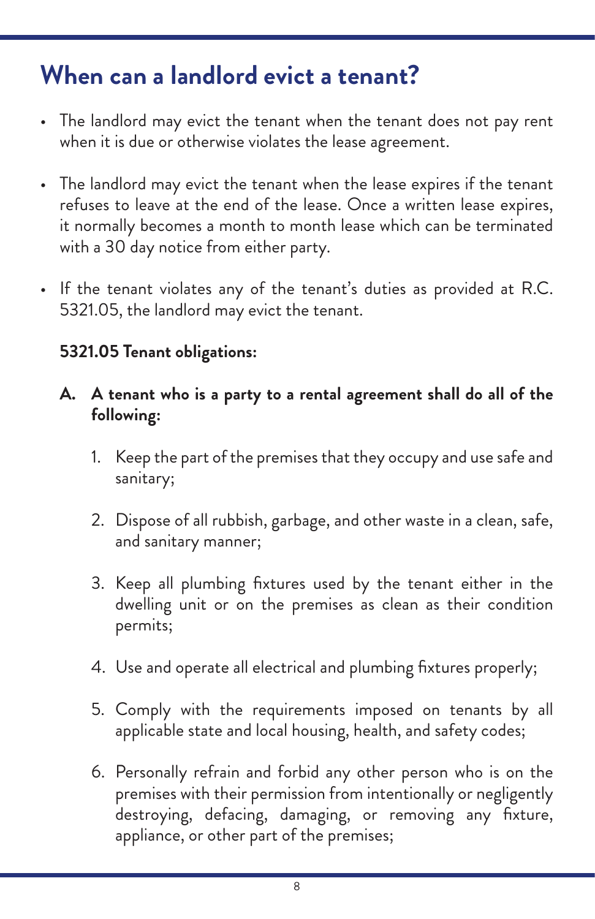## When can a landlord evict a tenant?

- The landlord may evict the tenant when the tenant does not pay rent when it is due or otherwise violates the lease agreement.
- The landlord may evict the tenant when the lease expires if the tenant refuses to leave at the end of the lease. Once a written lease expires, it normally becomes a month to month lease which can be terminated with a 30 day notice from either party.
- If the tenant violates any of the tenant's duties as provided at R.C. 5321.05, the landlord may evict the tenant.

**5321.05 Tenant obligations:**

**A. A tenant who is a party to a rental agreement shall do all of the following:**

1. Keep the part of the premises that they occupy and use safe and sanitary;
2. Dispose of all rubbish, garbage, and other waste in a clean, safe, and sanitary manner;
3. Keep all plumbing fixtures used by the tenant either in the dwelling unit or on the premises as clean as their condition permits;
4. Use and operate all electrical and plumbing fixtures properly;
5. Comply with the requirements imposed on tenants by all applicable state and local housing, health, and safety codes;
6. Personally refrain and forbid any other person who is on the premises with their permission from intentionally or negligently destroying, defacing, damaging, or removing any fixture, appliance, or other part of the premises;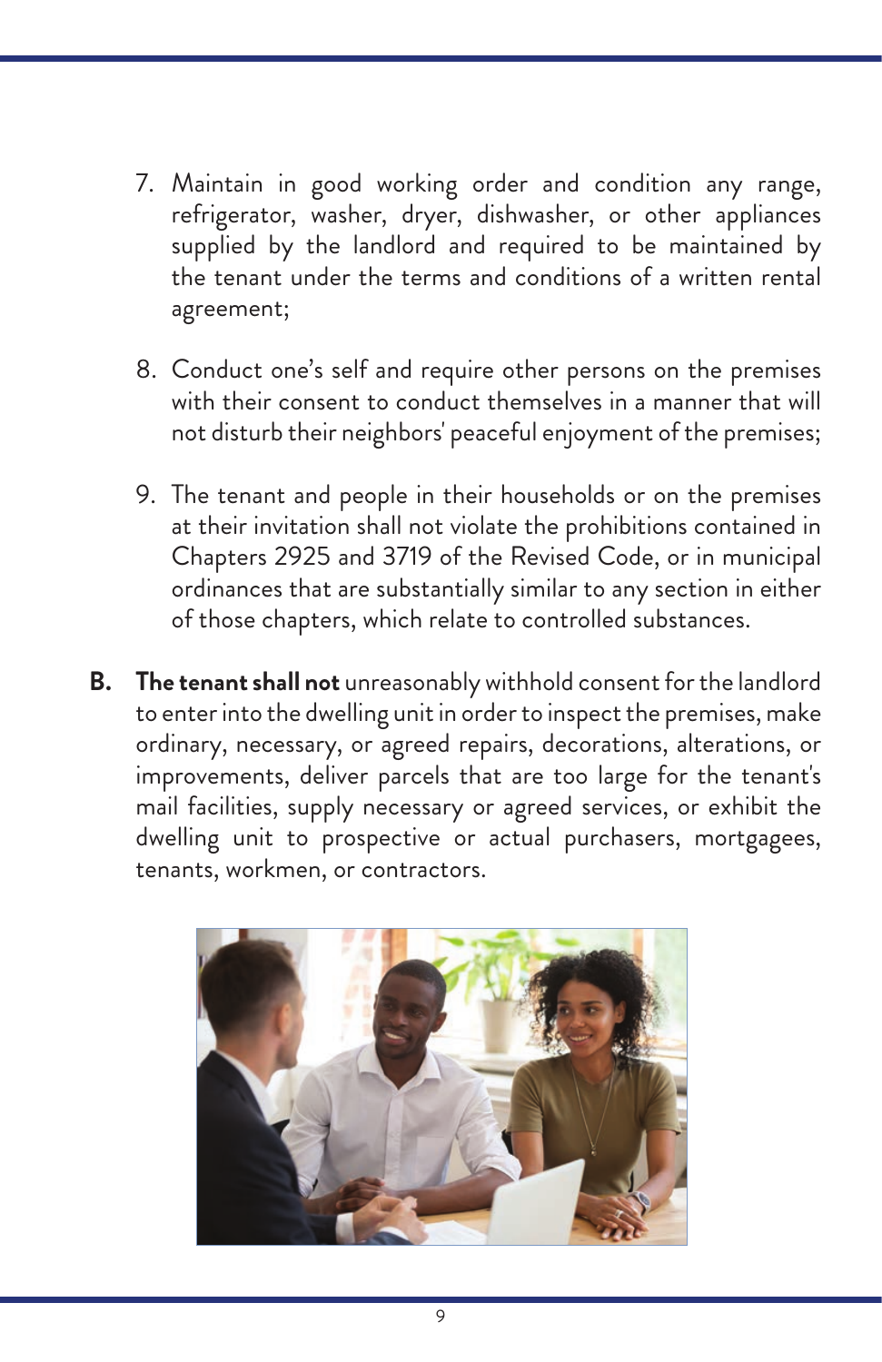7. Maintain in good working order and condition any range, refrigerator, washer, dryer, dishwasher, or other appliances supplied by the landlord and required to be maintained by the tenant under the terms and conditions of a written rental agreement;

8. Conduct one's self and require other persons on the premises with their consent to conduct themselves in a manner that will not disturb their neighbors' peaceful enjoyment of the premises;

9. The tenant and people in their households or on the premises at their invitation shall not violate the prohibitions contained in Chapters 2925 and 3719 of the Revised Code, or in municipal ordinances that are substantially similar to any section in either of those chapters, which relate to controlled substances.

**B. The tenant shall not** unreasonably withhold consent for the landlord to enter into the dwelling unit in order to inspect the premises, make ordinary, necessary, or agreed repairs, decorations, alterations, or improvements, deliver parcels that are too large for the tenant's mail facilities, supply necessary or agreed services, or exhibit the dwelling unit to prospective or actual purchasers, mortgagees, tenants, workmen, or contractors.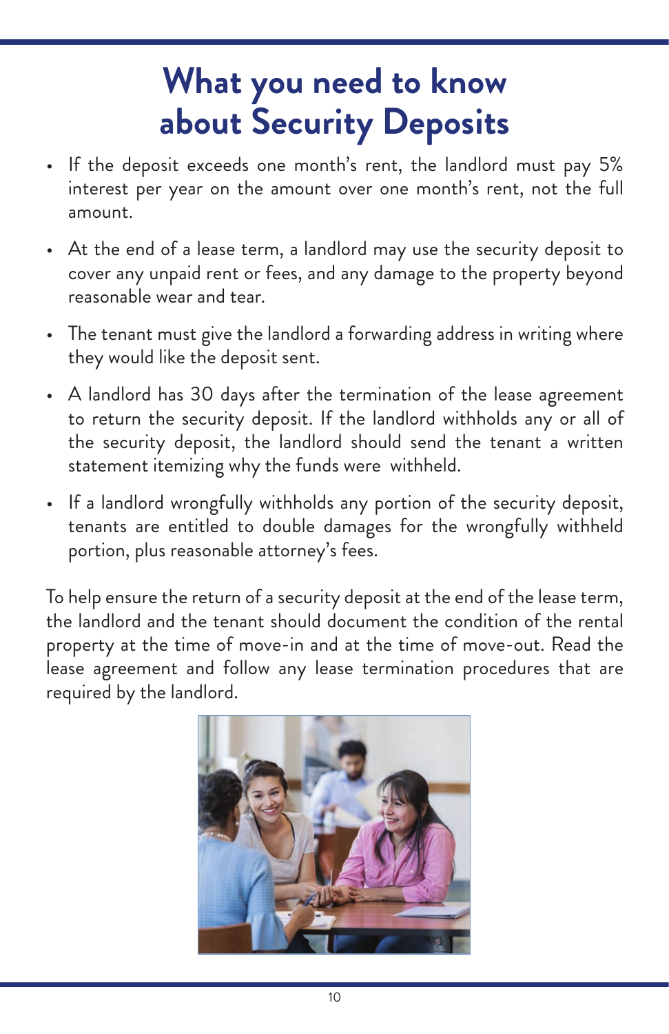# What you need to know about Security Deposits

- If the deposit exceeds one month's rent, the landlord must pay 5% interest per year on the amount over one month's rent, not the full amount.
- At the end of a lease term, a landlord may use the security deposit to cover any unpaid rent or fees, and any damage to the property beyond reasonable wear and tear.
- The tenant must give the landlord a forwarding address in writing where they would like the deposit sent.
- A landlord has 30 days after the termination of the lease agreement to return the security deposit. If the landlord withholds any or all of the security deposit, the landlord should send the tenant a written statement itemizing why the funds were withheld.
- If a landlord wrongfully withholds any portion of the security deposit, tenants are entitled to double damages for the wrongfully withheld portion, plus reasonable attorney's fees.

To help ensure the return of a security deposit at the end of the lease term, the landlord and the tenant should document the condition of the rental property at the time of move-in and at the time of move-out. Read the lease agreement and follow any lease termination procedures that are required by the landlord.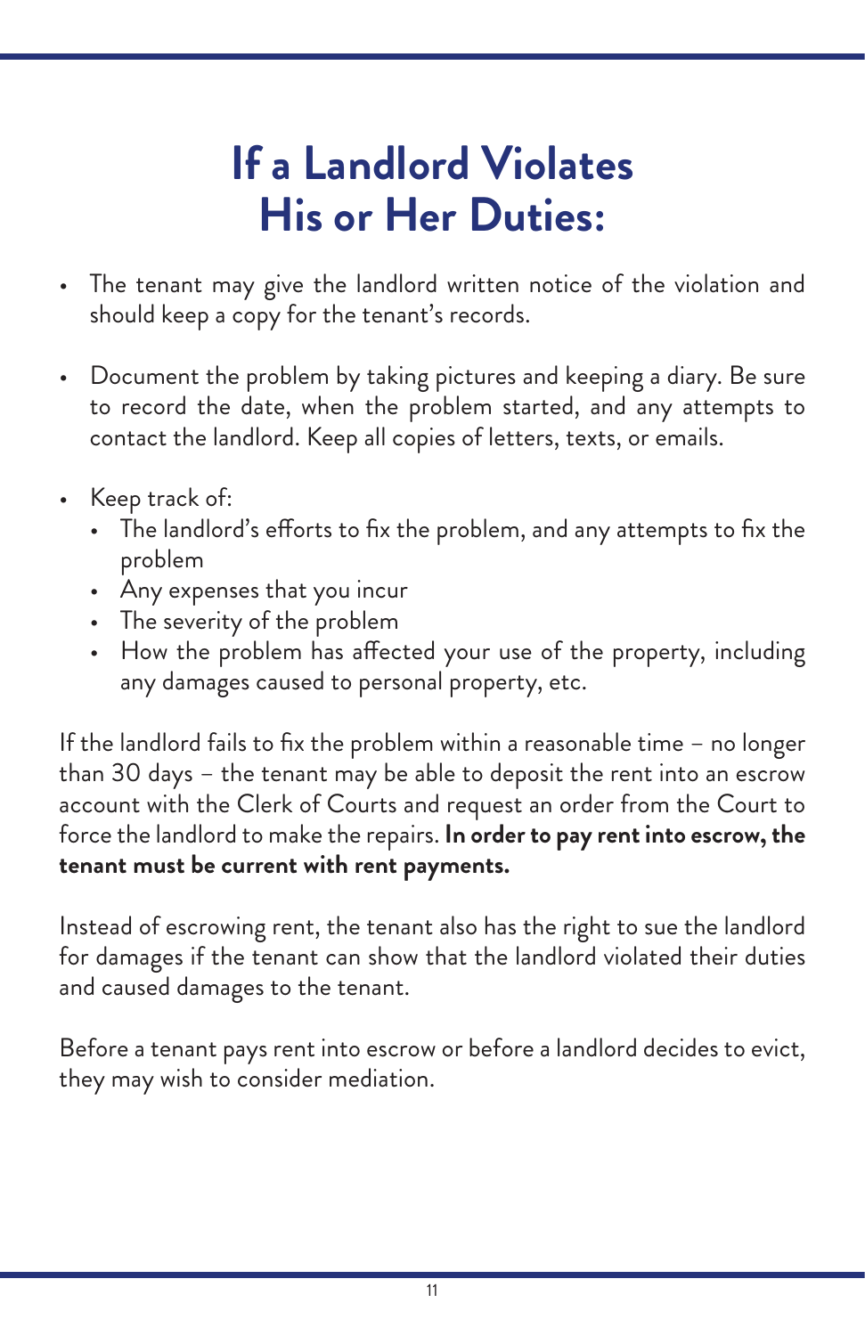# If a Landlord Violates His or Her Duties:

- The tenant may give the landlord written notice of the violation and should keep a copy for the tenant's records.

- Document the problem by taking pictures and keeping a diary. Be sure to record the date, when the problem started, and any attempts to contact the landlord. Keep all copies of letters, texts, or emails.

- Keep track of:
  - The landlord's efforts to fix the problem, and any attempts to fix the problem
  - Any expenses that you incur
  - The severity of the problem
  - How the problem has affected your use of the property, including any damages caused to personal property, etc.

If the landlord fails to fix the problem within a reasonable time – no longer than 30 days – the tenant may be able to deposit the rent into an escrow account with the Clerk of Courts and request an order from the Court to force the landlord to make the repairs. **In order to pay rent into escrow, the tenant must be current with rent payments.**

Instead of escrowing rent, the tenant also has the right to sue the landlord for damages if the tenant can show that the landlord violated their duties and caused damages to the tenant.

Before a tenant pays rent into escrow or before a landlord decides to evict, they may wish to consider mediation.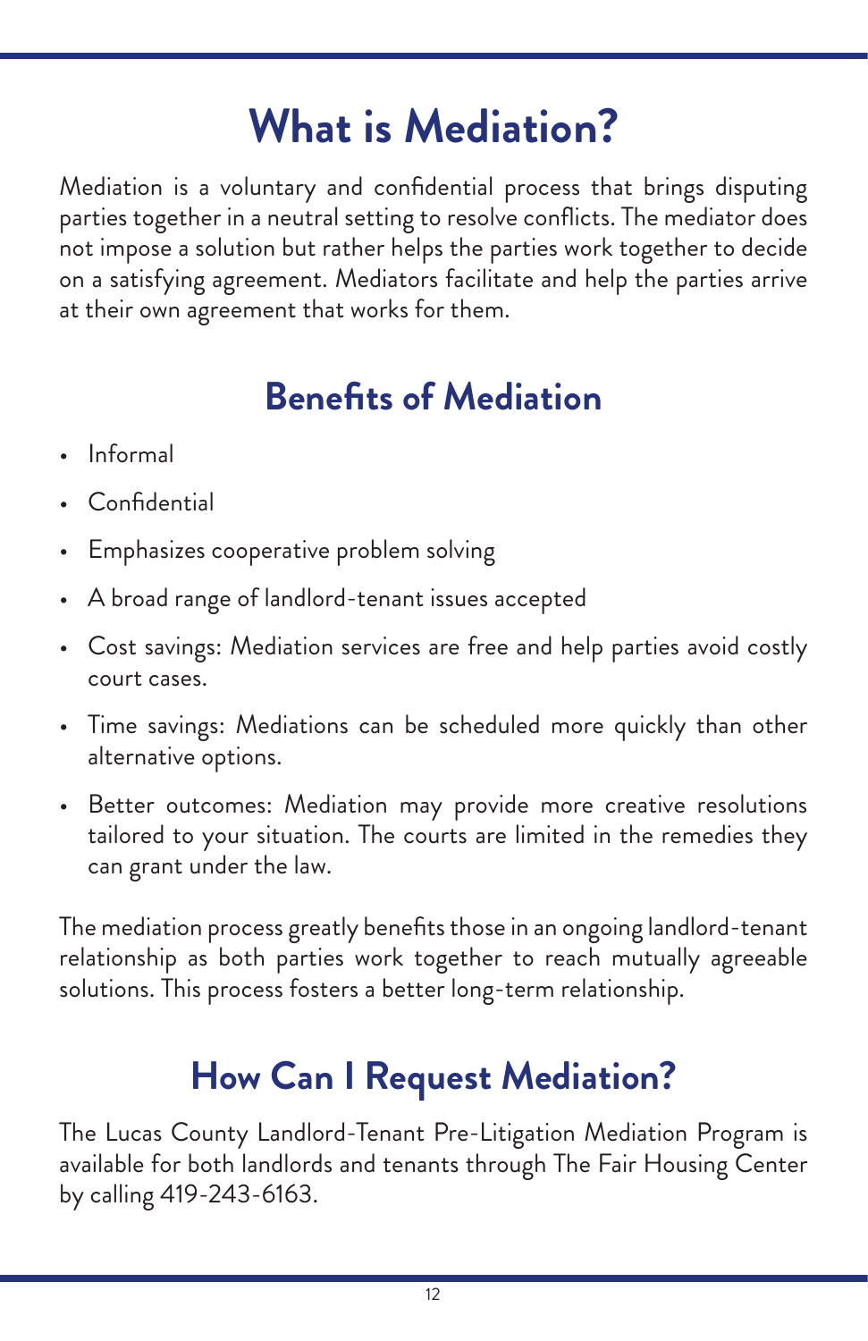# What is Mediation?

Mediation is a voluntary and confidential process that brings disputing parties together in a neutral setting to resolve conflicts. The mediator does not impose a solution but rather helps the parties work together to decide on a satisfying agreement. Mediators facilitate and help the parties arrive at their own agreement that works for them.

## Benefits of Mediation

- Informal
- Confidential
- Emphasizes cooperative problem solving
- A broad range of landlord-tenant issues accepted
- Cost savings: Mediation services are free and help parties avoid costly court cases.
- Time savings: Mediations can be scheduled more quickly than other alternative options.
- Better outcomes: Mediation may provide more creative resolutions tailored to your situation. The courts are limited in the remedies they can grant under the law.

The mediation process greatly benefits those in an ongoing landlord-tenant relationship as both parties work together to reach mutually agreeable solutions. This process fosters a better long-term relationship.

## How Can I Request Mediation?

The Lucas County Landlord-Tenant Pre-Litigation Mediation Program is available for both landlords and tenants through The Fair Housing Center by calling 419-243-6163.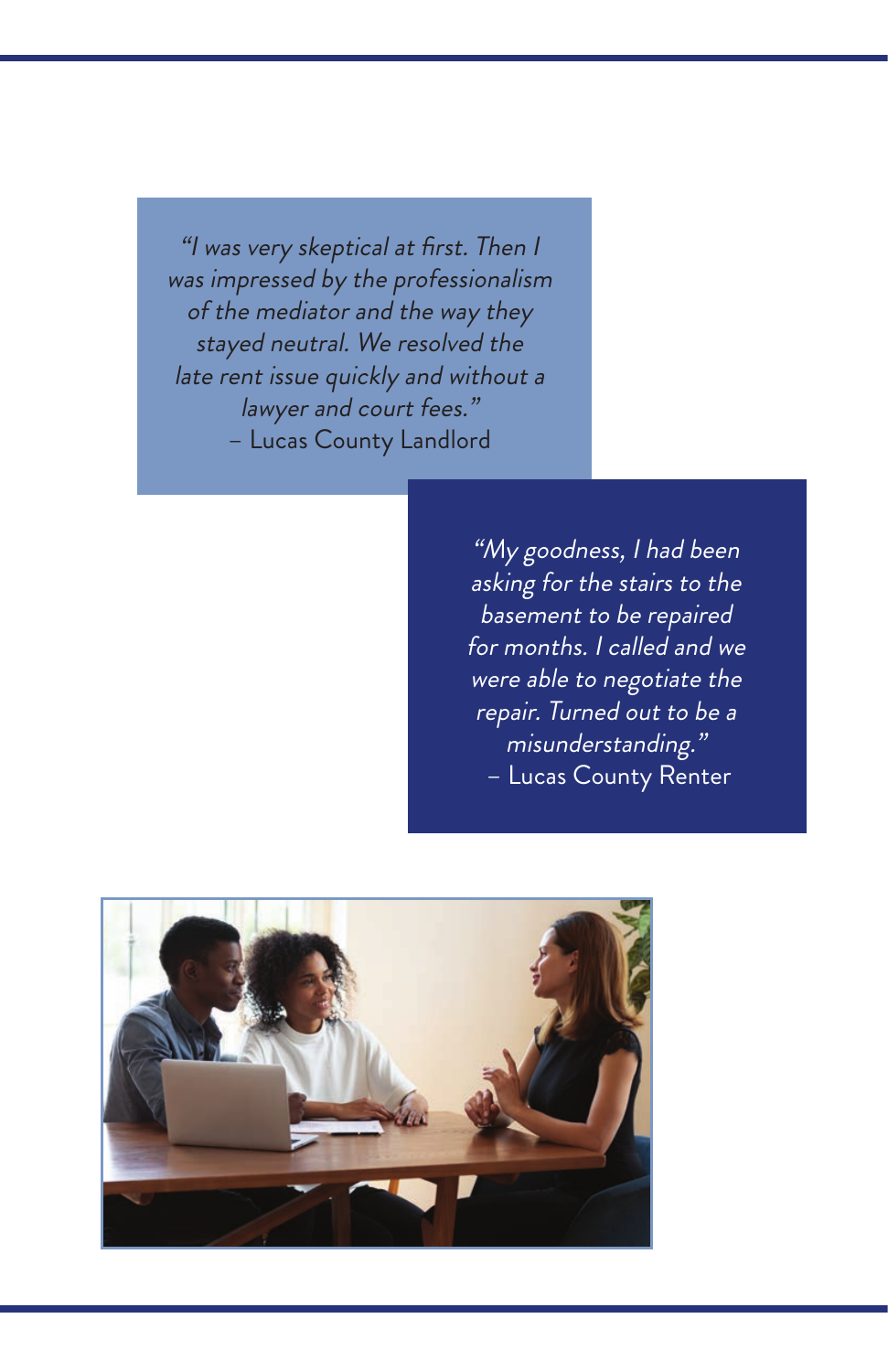*"I was very skeptical at first. Then I was impressed by the professionalism of the mediator and the way they stayed neutral. We resolved the late rent issue quickly and without a lawyer and court fees."*
– Lucas County Landlord

*"My goodness, I had been asking for the stairs to the basement to be repaired for months. I called and we were able to negotiate the repair. Turned out to be a misunderstanding."*
– Lucas County Renter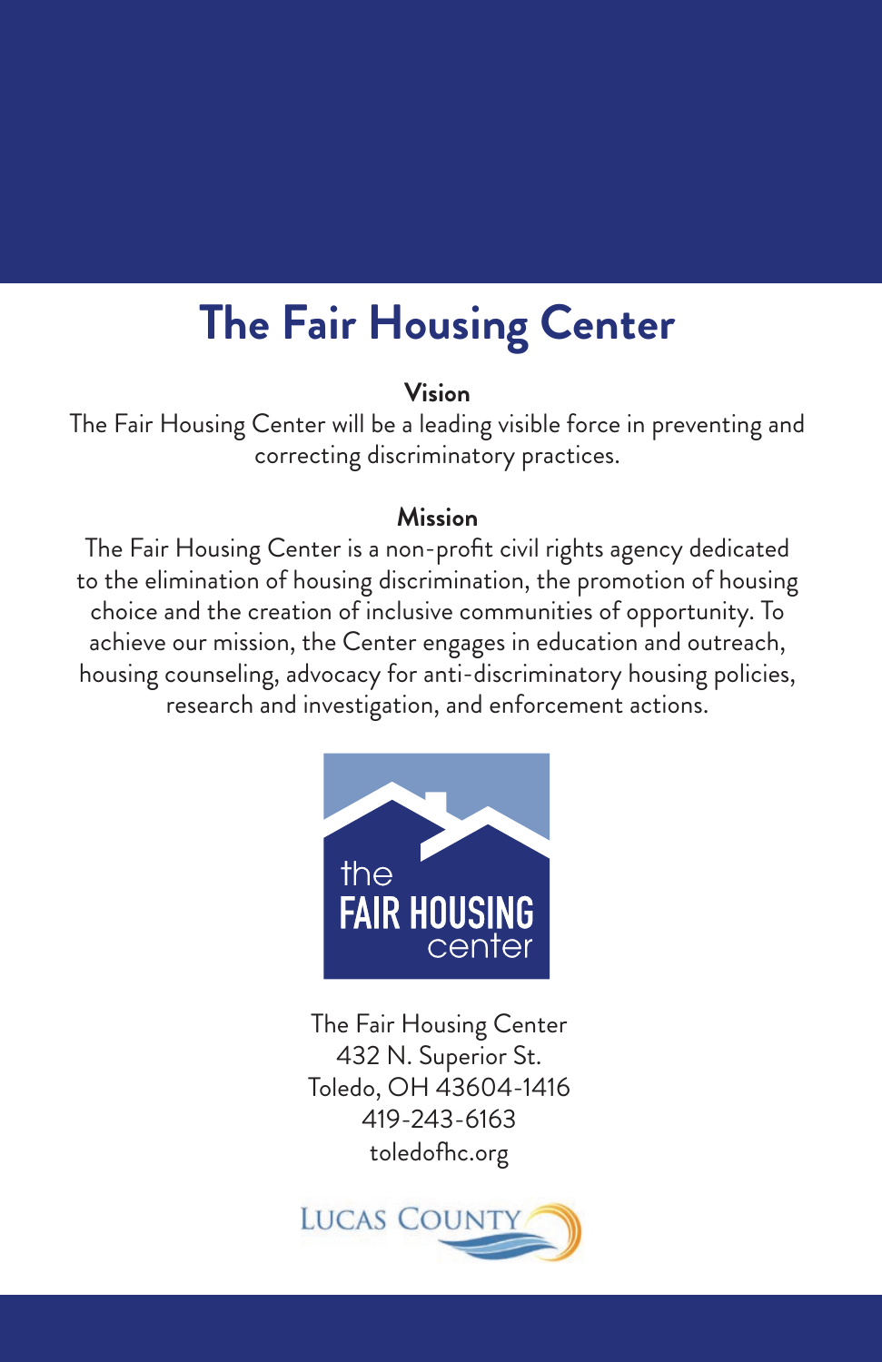# The Fair Housing Center

**Vision**

The Fair Housing Center will be a leading visible force in preventing and correcting discriminatory practices.

**Mission**

The Fair Housing Center is a non-profit civil rights agency dedicated to the elimination of housing discrimination, the promotion of housing choice and the creation of inclusive communities of opportunity. To achieve our mission, the Center engages in education and outreach, housing counseling, advocacy for anti-discriminatory housing policies, research and investigation, and enforcement actions.

the
FAIR HOUSING
center

The Fair Housing Center
432 N. Superior St.
Toledo, OH 43604-1416
419-243-6163
toledofhc.org

LUCAS COUNTY